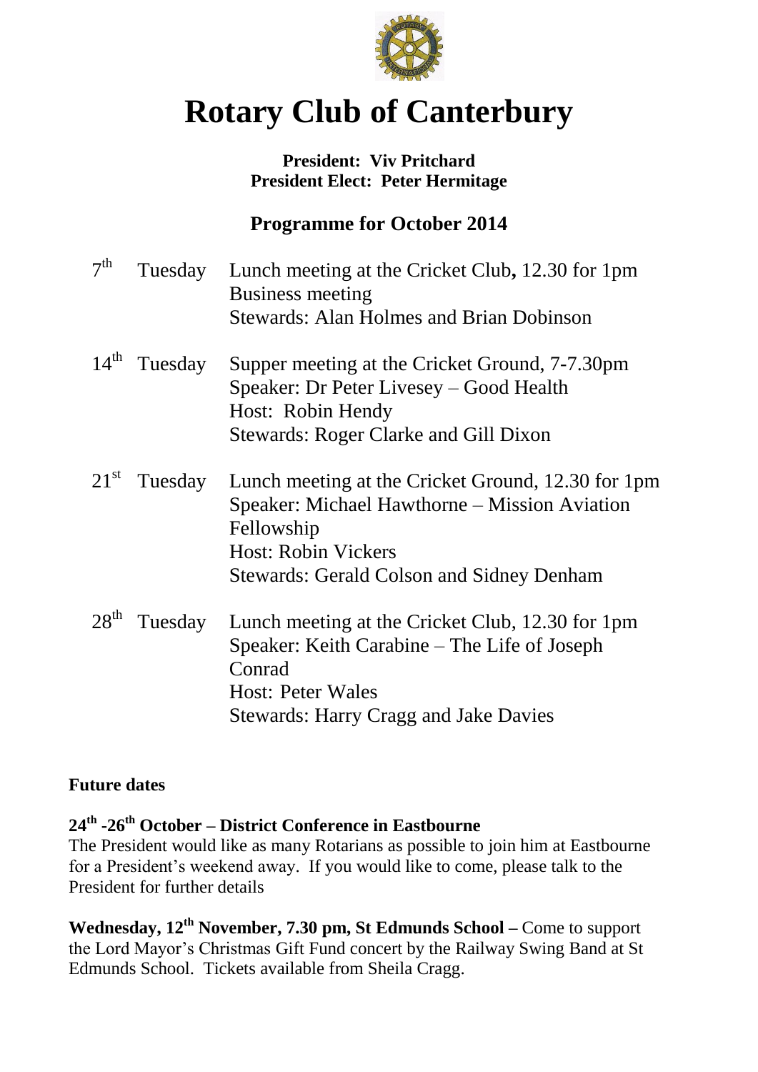# Rotary Club of Canterbury

**President: Viv Pritchard**
**President Elect: Peter Hermitage**

## Programme for October 2014

| | | |
|---|---|---|
| 7th | Tuesday | Lunch meeting at the Cricket Club**,** 12.30 for 1pm<br>Business meeting<br>Stewards: Alan Holmes and Brian Dobinson |
| 14th | Tuesday | Supper meeting at the Cricket Ground, 7-7.30pm<br>Speaker: Dr Peter Livesey – Good Health<br>Host: Robin Hendy<br>Stewards: Roger Clarke and Gill Dixon |
| 21st | Tuesday | Lunch meeting at the Cricket Ground, 12.30 for 1pm<br>Speaker: Michael Hawthorne – Mission Aviation Fellowship<br>Host: Robin Vickers<br>Stewards: Gerald Colson and Sidney Denham |
| 28th | Tuesday | Lunch meeting at the Cricket Club, 12.30 for 1pm<br>Speaker: Keith Carabine – The Life of Joseph Conrad<br>Host: Peter Wales<br>Stewards: Harry Cragg and Jake Davies |

**Future dates**

**24th -26th October – District Conference in Eastbourne**
The President would like as many Rotarians as possible to join him at Eastbourne for a President's weekend away. If you would like to come, please talk to the President for further details

**Wednesday, 12th November, 7.30 pm, St Edmunds School –** Come to support the Lord Mayor's Christmas Gift Fund concert by the Railway Swing Band at St Edmunds School. Tickets available from Sheila Cragg.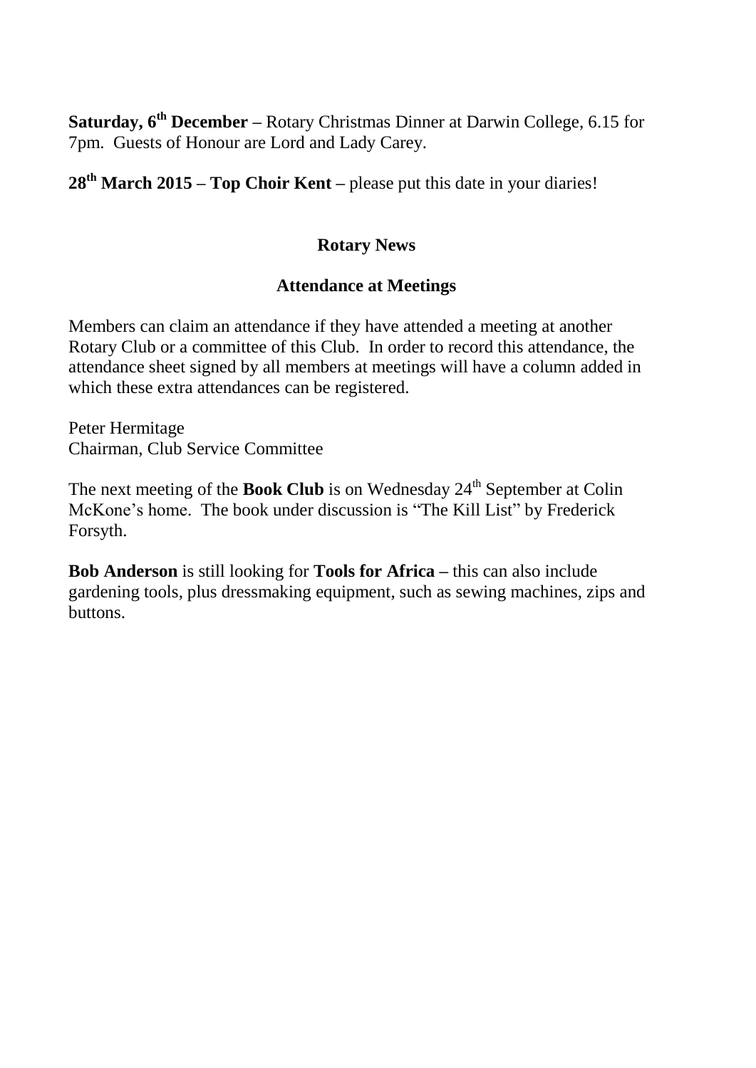**Saturday, 6th December –** Rotary Christmas Dinner at Darwin College, 6.15 for 7pm. Guests of Honour are Lord and Lady Carey.

**28th March 2015 – Top Choir Kent –** please put this date in your diaries!

**Rotary News**

**Attendance at Meetings**

Members can claim an attendance if they have attended a meeting at another Rotary Club or a committee of this Club. In order to record this attendance, the attendance sheet signed by all members at meetings will have a column added in which these extra attendances can be registered.

Peter Hermitage
Chairman, Club Service Committee

The next meeting of the **Book Club** is on Wednesday 24th September at Colin McKone's home. The book under discussion is "The Kill List" by Frederick Forsyth.

**Bob Anderson** is still looking for **Tools for Africa –** this can also include gardening tools, plus dressmaking equipment, such as sewing machines, zips and buttons.